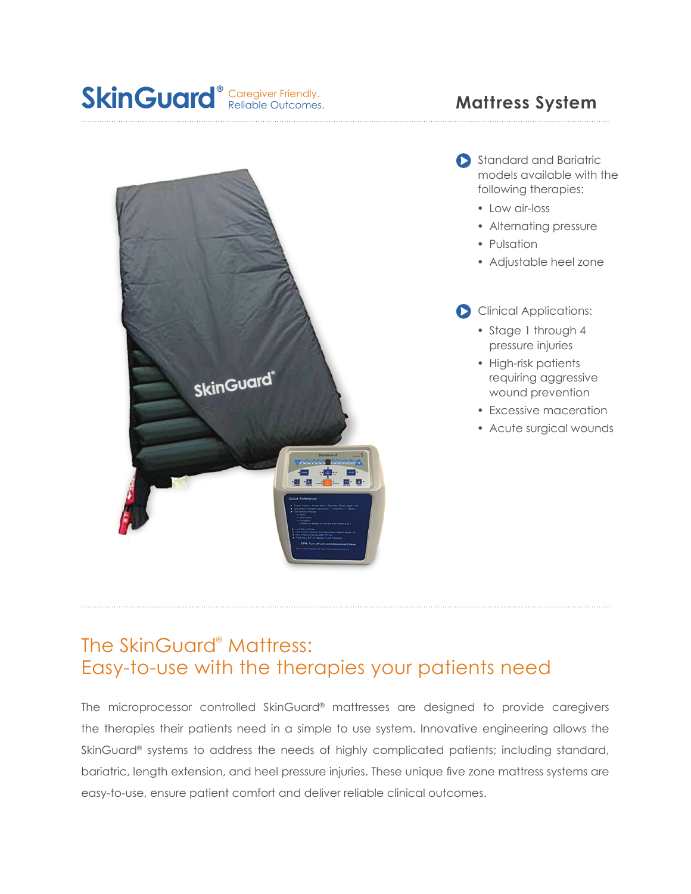# SkinGuard® Caregiver Friendly. Reliable Outcomes.

## Mattress System

- Standard and Bariatric models available with the following therapies:
  - Low air-loss
  - Alternating pressure
  - Pulsation
  - Adjustable heel zone

- Clinical Applications:
  - Stage 1 through 4 pressure injuries
  - High-risk patients requiring aggressive wound prevention
  - Excessive maceration
  - Acute surgical wounds

## The SkinGuard® Mattress: Easy-to-use with the therapies your patients need

The microprocessor controlled SkinGuard® mattresses are designed to provide caregivers the therapies their patients need in a simple to use system. Innovative engineering allows the SkinGuard® systems to address the needs of highly complicated patients; including standard, bariatric, length extension, and heel pressure injuries. These unique five zone mattress systems are easy-to-use, ensure patient comfort and deliver reliable clinical outcomes.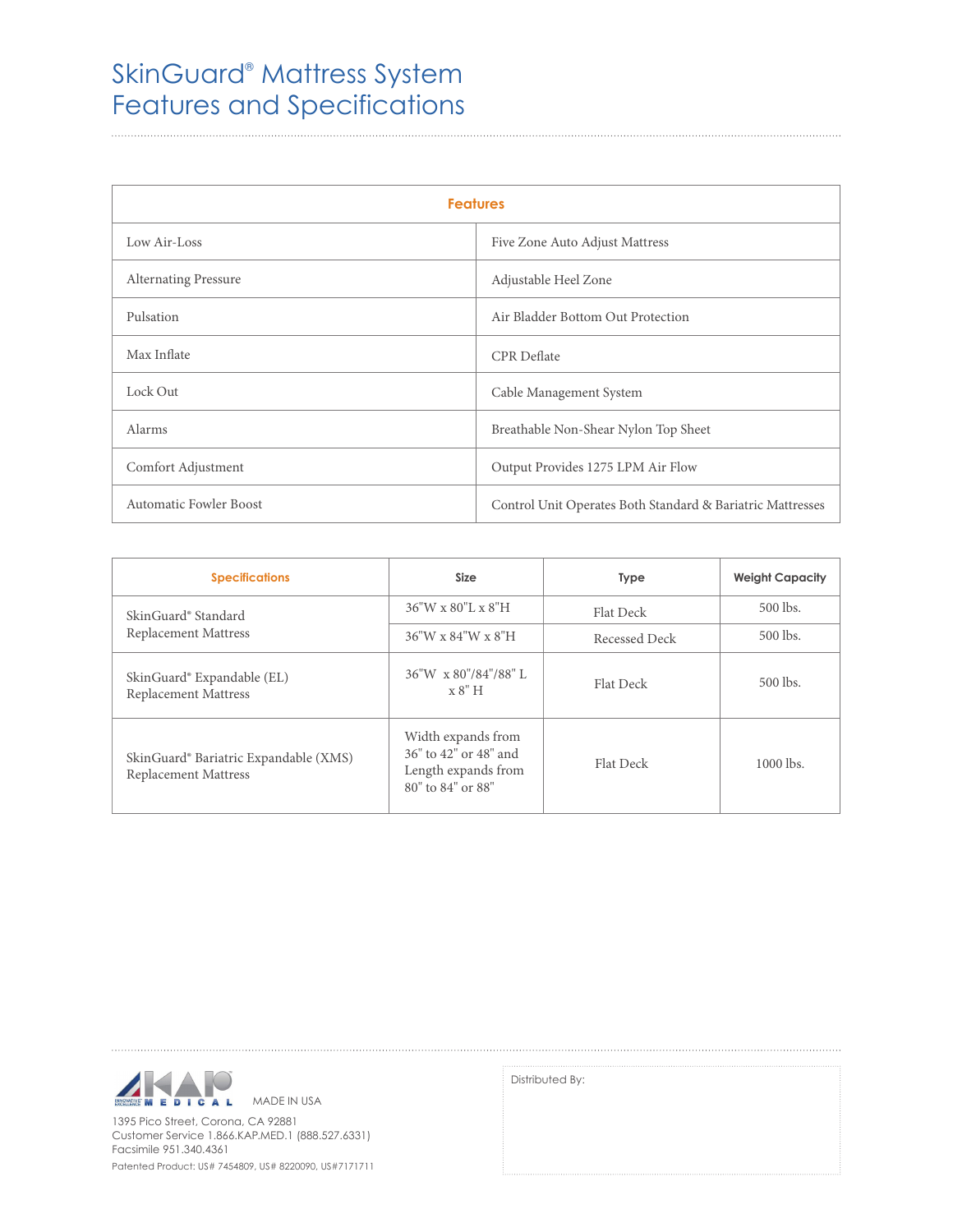# SkinGuard® Mattress System Features and Specifications

| Features | |
|---|---|
| Low Air-Loss | Five Zone Auto Adjust Mattress |
| Alternating Pressure | Adjustable Heel Zone |
| Pulsation | Air Bladder Bottom Out Protection |
| Max Inflate | CPR Deflate |
| Lock Out | Cable Management System |
| Alarms | Breathable Non-Shear Nylon Top Sheet |
| Comfort Adjustment | Output Provides 1275 LPM Air Flow |
| Automatic Fowler Boost | Control Unit Operates Both Standard & Bariatric Mattresses |

| Specifications | Size | Type | Weight Capacity |
|---|---|---|---|
| SkinGuard® Standard Replacement Mattress | 36"W x 80"L x 8"H | Flat Deck | 500 lbs. |
| | 36"W x 84"W x 8"H | Recessed Deck | 500 lbs. |
| SkinGuard® Expandable (EL) Replacement Mattress | 36"W x 80"/84"/88" L x 8" H | Flat Deck | 500 lbs. |
| SkinGuard® Bariatric Expandable (XMS) Replacement Mattress | Width expands from 36" to 42" or 48" and Length expands from 80" to 84" or 88" | Flat Deck | 1000 lbs. |

KAP MEDICAL — INNOVATIVE EXCELLENCE

MADE IN USA

1395 Pico Street, Corona, CA 92881
Customer Service 1.866.KAP.MED.1 (888.527.6331)
Facsimile 951.340.4361
Patented Product: US# 7454809, US# 8220090, US#7171711

Distributed By: